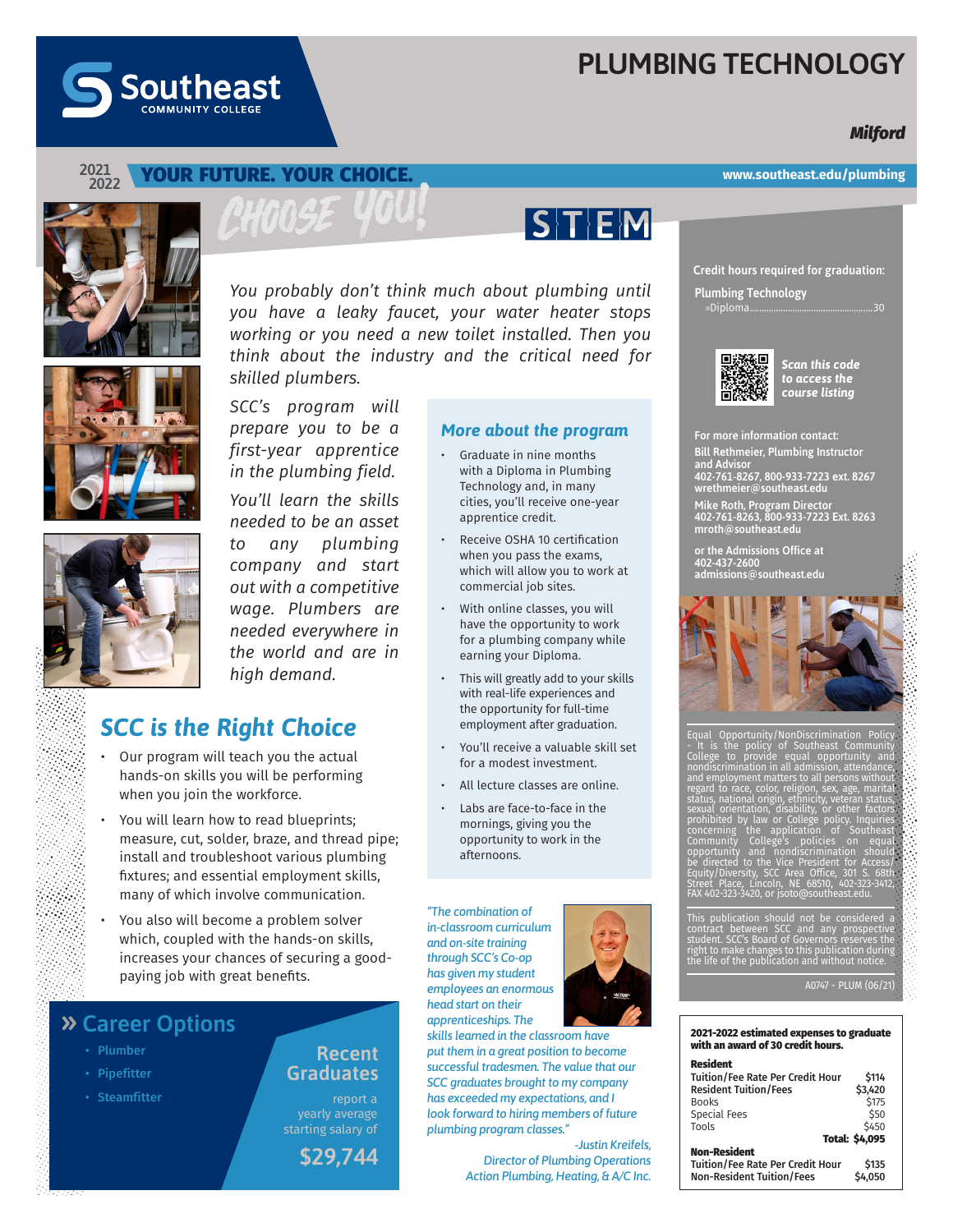Southeast COMMUNITY COLLEGE

# PLUMBING TECHNOLOGY

**Milford**

2021 2022 **YOUR FUTURE. YOUR CHOICE.** www.southeast.edu/plumbing

CHOOSE YOU!

STEM

*You probably don't think much about plumbing until you have a leaky faucet, your water heater stops working or you need a new toilet installed. Then you think about the industry and the critical need for skilled plumbers.*

*SCC's program will prepare you to be a first-year apprentice in the plumbing field.*

*You'll learn the skills needed to be an asset to any plumbing company and start out with a competitive wage. Plumbers are needed everywhere in the world and are in high demand.*

## More about the program

- Graduate in nine months with a Diploma in Plumbing Technology and, in many cities, you'll receive one-year apprentice credit.
- Receive OSHA 10 certification when you pass the exams, which will allow you to work at commercial job sites.
- With online classes, you will have the opportunity to work for a plumbing company while earning your Diploma.
- This will greatly add to your skills with real-life experiences and the opportunity for full-time employment after graduation.
- You'll receive a valuable skill set for a modest investment.
- All lecture classes are online.
- Labs are face-to-face in the mornings, giving you the opportunity to work in the afternoons.

## SCC is the Right Choice

- Our program will teach you the actual hands-on skills you will be performing when you join the workforce.
- You will learn how to read blueprints; measure, cut, solder, braze, and thread pipe; install and troubleshoot various plumbing fixtures; and essential employment skills, many of which involve communication.
- You also will become a problem solver which, coupled with the hands-on skills, increases your chances of securing a good-paying job with great benefits.

*"The combination of in-classroom curriculum and on-site training through SCC's Co-op has given my student employees an enormous head start on their apprenticeships. The skills learned in the classroom have put them in a great position to become successful tradesmen. The value that our SCC graduates brought to my company has exceeded my expectations, and I look forward to hiring members of future plumbing program classes."*

*-Justin Kreifels, Director of Plumbing Operations Action Plumbing, Heating, & A/C Inc.*

## » Career Options

- Plumber
- Pipefitter
- Steamfitter

**Recent Graduates** report a yearly average starting salary of **$29,744**

**Credit hours required for graduation:**

**Plumbing Technology**
»Diploma..........30

***Scan this code to access the course listing***

**For more information contact:**

**Bill Rethmeier, Plumbing Instructor and Advisor**
**402-761-8267, 800-933-7223 ext. 8267**
**wrethmeier@southeast.edu**

**Mike Roth, Program Director**
**402-761-8263, 800-933-7223 Ext. 8263**
**mroth@southeast.edu**

**or the Admissions Office at**
**402-437-2600**
**admissions@southeast.edu**

Equal Opportunity/NonDiscrimination Policy - It is the policy of Southeast Community College to provide equal opportunity and nondiscrimination in all admission, attendance, and employment matters to all persons without regard to race, color, religion, sex, age, marital status, national origin, ethnicity, veteran status, sexual orientation, disability, or other factors prohibited by law or College policy. Inquiries concerning the application of Southeast Community College's policies on equal opportunity and nondiscrimination should be directed to the Vice President for Access/Equity/Diversity, SCC Area Office, 301 S. 68th Street Place, Lincoln, NE 68510, 402-323-3412, FAX 402-323-3420, or jsoto@southeast.edu.

This publication should not be considered a contract between SCC and any prospective student. SCC's Board of Governors reserves the right to make changes to this publication during the life of the publication and without notice.

A0747 - PLUM (06/21)

**2021-2022 estimated expenses to graduate with an award of 30 credit hours.**

| | |
|---|---|
| **Resident** | |
| Tuition/Fee Rate Per Credit Hour | $114 |
| Resident Tuition/Fees | $3,420 |
| Books | $175 |
| Special Fees | $50 |
| Tools | $450 |
| **Total:** | **$4,095** |
| **Non-Resident** | |
| Tuition/Fee Rate Per Credit Hour | $135 |
| Non-Resident Tuition/Fees | $4,050 |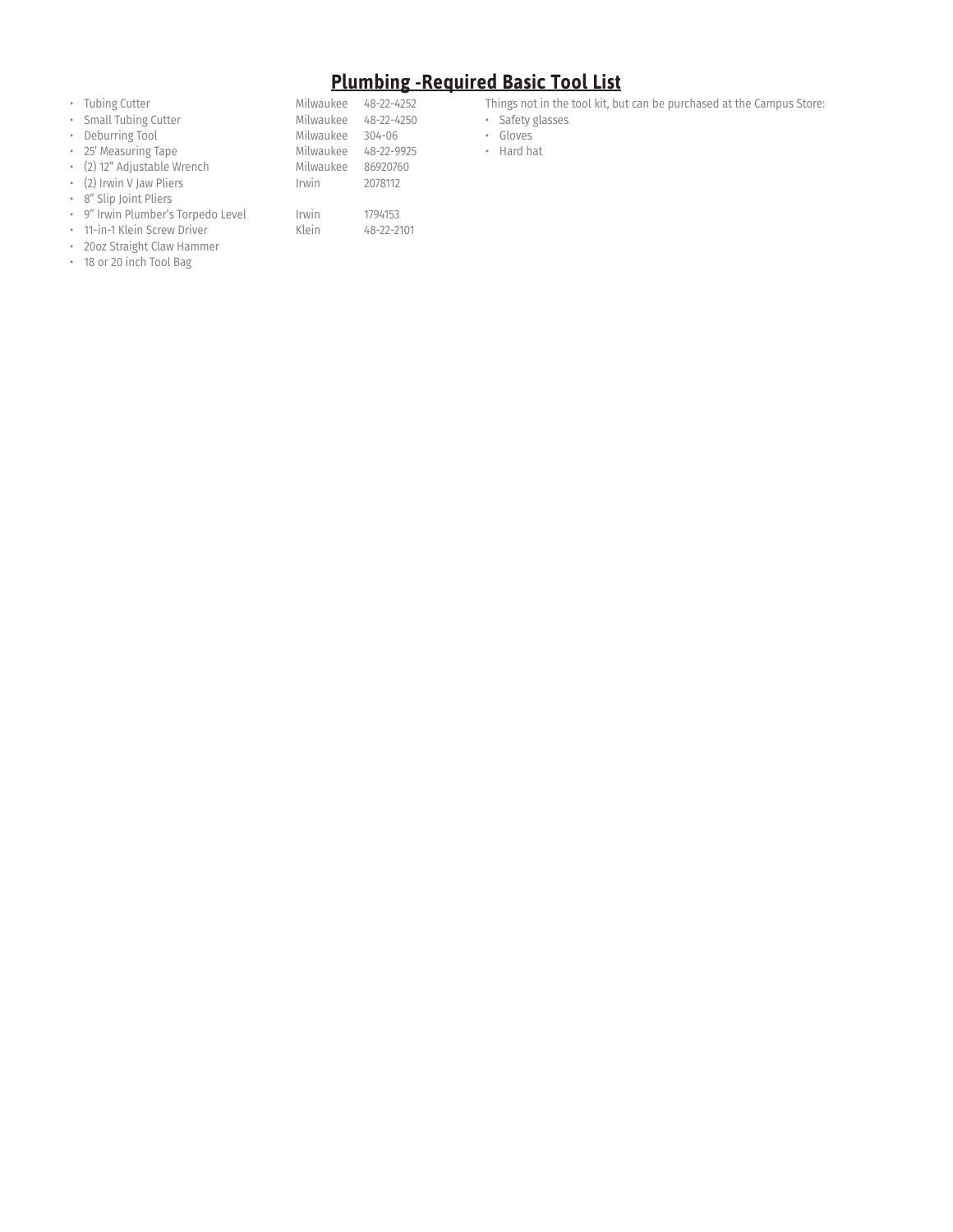## Plumbing -Required Basic Tool List

| | | |
|---|---|---|
| • Tubing Cutter | Milwaukee | 48-22-4252 |
| • Small Tubing Cutter | Milwaukee | 48-22-4250 |
| • Deburring Tool | Milwaukee | 304-06 |
| • 25' Measuring Tape | Milwaukee | 48-22-9925 |
| • (2) 12" Adjustable Wrench | Milwaukee | 86920760 |
| • (2) Irwin V Jaw Pliers | Irwin | 2078112 |
| • 8" Slip Joint Pliers | | |
| • 9" Irwin Plumber's Torpedo Level | Irwin | 1794153 |
| • 11-in-1 Klein Screw Driver | Klein | 48-22-2101 |
| • 20oz Straight Claw Hammer | | |
| • 18 or 20 inch Tool Bag | | |

Things not in the tool kit, but can be purchased at the Campus Store:

- Safety glasses
- Gloves
- Hard hat